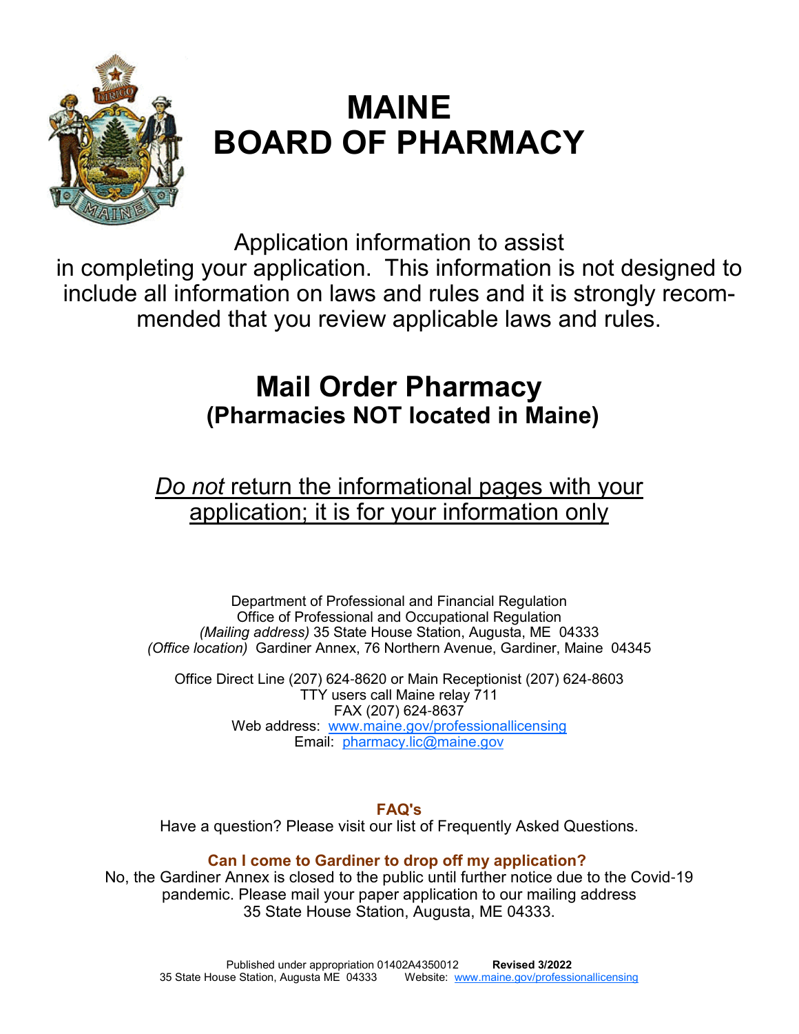# MAINE BOARD OF PHARMACY

Application information to assist in completing your application. This information is not designed to include all information on laws and rules and it is strongly recommended that you review applicable laws and rules.

## Mail Order Pharmacy
### (Pharmacies NOT located in Maine)

*Do not* return the informational pages with your application; it is for your information only

Department of Professional and Financial Regulation
Office of Professional and Occupational Regulation
*(Mailing address)* 35 State House Station, Augusta, ME 04333
*(Office location)* Gardiner Annex, 76 Northern Avenue, Gardiner, Maine 04345

Office Direct Line (207) 624-8620 or Main Receptionist (207) 624-8603
TTY users call Maine relay 711
FAX (207) 624-8637
Web address: www.maine.gov/professionallicensing
Email: pharmacy.lic@maine.gov

**FAQ's**

Have a question? Please visit our list of Frequently Asked Questions.

**Can I come to Gardiner to drop off my application?**

No, the Gardiner Annex is closed to the public until further notice due to the Covid-19 pandemic. Please mail your paper application to our mailing address 35 State House Station, Augusta, ME 04333.

Published under appropriation 01402A4350012 **Revised 3/2022**
35 State House Station, Augusta ME 04333 Website: www.maine.gov/professionallicensing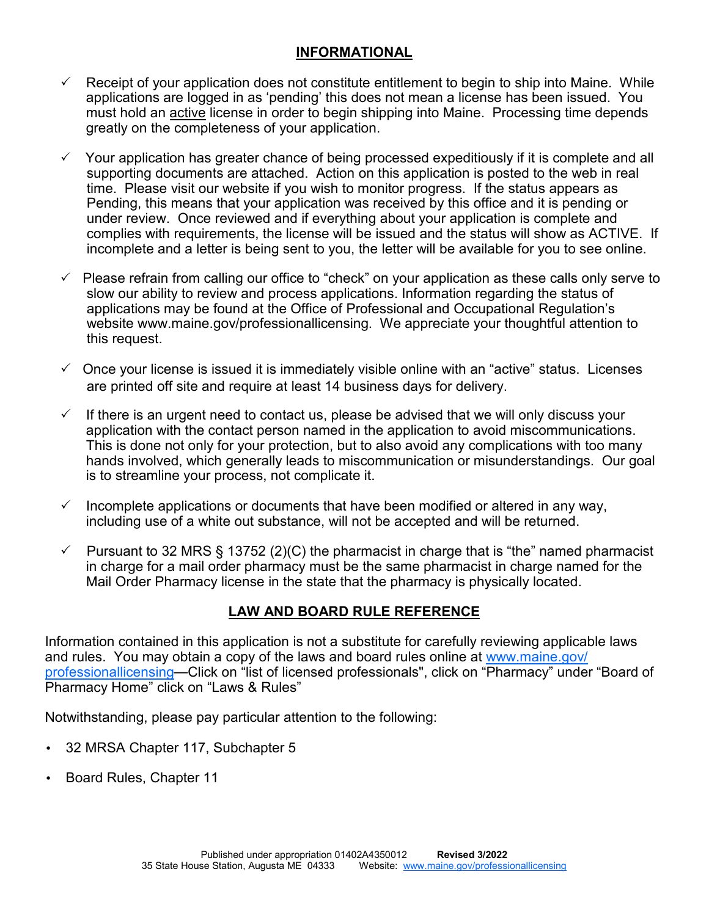## INFORMATIONAL

- ✓ Receipt of your application does not constitute entitlement to begin to ship into Maine. While applications are logged in as 'pending' this does not mean a license has been issued. You must hold an active license in order to begin shipping into Maine. Processing time depends greatly on the completeness of your application.
- ✓ Your application has greater chance of being processed expeditiously if it is complete and all supporting documents are attached. Action on this application is posted to the web in real time. Please visit our website if you wish to monitor progress. If the status appears as Pending, this means that your application was received by this office and it is pending or under review. Once reviewed and if everything about your application is complete and complies with requirements, the license will be issued and the status will show as ACTIVE. If incomplete and a letter is being sent to you, the letter will be available for you to see online.
- ✓ Please refrain from calling our office to "check" on your application as these calls only serve to slow our ability to review and process applications. Information regarding the status of applications may be found at the Office of Professional and Occupational Regulation's website www.maine.gov/professionallicensing. We appreciate your thoughtful attention to this request.
- ✓ Once your license is issued it is immediately visible online with an "active" status. Licenses are printed off site and require at least 14 business days for delivery.
- ✓ If there is an urgent need to contact us, please be advised that we will only discuss your application with the contact person named in the application to avoid miscommunications. This is done not only for your protection, but to also avoid any complications with too many hands involved, which generally leads to miscommunication or misunderstandings. Our goal is to streamline your process, not complicate it.
- ✓ Incomplete applications or documents that have been modified or altered in any way, including use of a white out substance, will not be accepted and will be returned.
- ✓ Pursuant to 32 MRS § 13752 (2)(C) the pharmacist in charge that is "the" named pharmacist in charge for a mail order pharmacy must be the same pharmacist in charge named for the Mail Order Pharmacy license in the state that the pharmacy is physically located.

## LAW AND BOARD RULE REFERENCE

Information contained in this application is not a substitute for carefully reviewing applicable laws and rules. You may obtain a copy of the laws and board rules online at www.maine.gov/professionallicensing—Click on "list of licensed professionals", click on "Pharmacy" under "Board of Pharmacy Home" click on "Laws & Rules"

Notwithstanding, please pay particular attention to the following:

- 32 MRSA Chapter 117, Subchapter 5
- Board Rules, Chapter 11

Published under appropriation 01402A4350012 **Revised 3/2022**
35 State House Station, Augusta ME 04333 Website: www.maine.gov/professionallicensing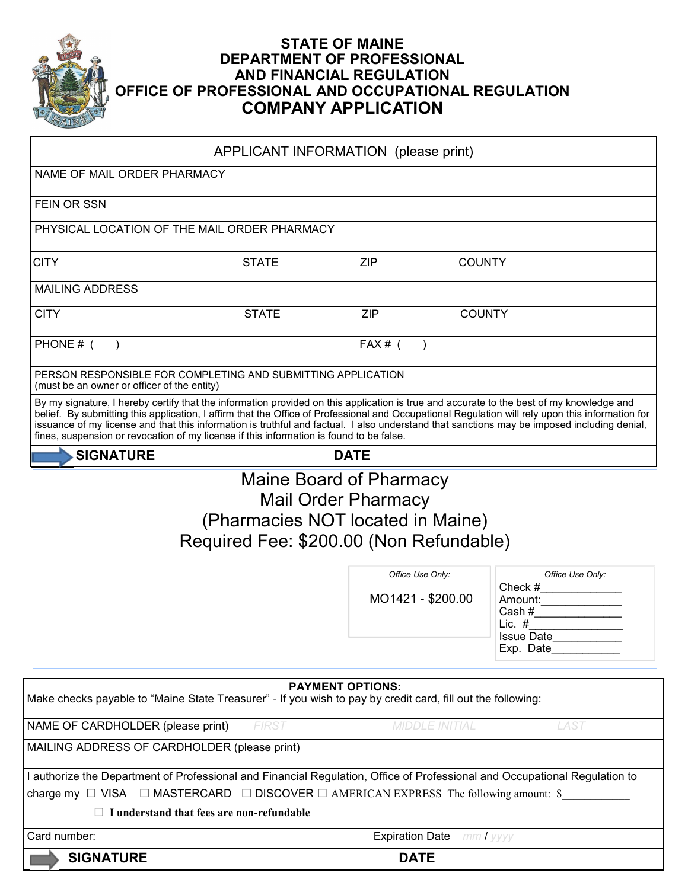# STATE OF MAINE
## DEPARTMENT OF PROFESSIONAL AND FINANCIAL REGULATION
## OFFICE OF PROFESSIONAL AND OCCUPATIONAL REGULATION
## COMPANY APPLICATION

**APPLICANT INFORMATION (please print)**

NAME OF MAIL ORDER PHARMACY

FEIN OR SSN

PHYSICAL LOCATION OF THE MAIL ORDER PHARMACY

| CITY | STATE | ZIP | COUNTY |
|---|---|---|---|

MAILING ADDRESS

| CITY | STATE | ZIP | COUNTY |
|---|---|---|---|

| PHONE # ( ) | FAX # ( ) |
|---|---|

PERSON RESPONSIBLE FOR COMPLETING AND SUBMITTING APPLICATION
(must be an owner or officer of the entity)

By my signature, I hereby certify that the information provided on this application is true and accurate to the best of my knowledge and belief. By submitting this application, I affirm that the Office of Professional and Occupational Regulation will rely upon this information for issuance of my license and that this information is truthful and factual. I also understand that sanctions may be imposed including denial, fines, suspension or revocation of my license if this information is found to be false.

**SIGNATURE** **DATE**

Maine Board of Pharmacy
Mail Order Pharmacy
(Pharmacies NOT located in Maine)
Required Fee: $200.00 (Non Refundable)

| *Office Use Only:* | *Office Use Only:* |
|---|---|
| MO1421 - $200.00 | Check #\_\_\_\_\_\_\_\_\_\_\_\_<br>Amount:\_\_\_\_\_\_\_\_\_\_\_\_<br>Cash #\_\_\_\_\_\_\_\_\_\_\_\_<br>Lic. #\_\_\_\_\_\_\_\_\_\_\_\_<br>Issue Date\_\_\_\_\_\_\_\_\_\_<br>Exp. Date\_\_\_\_\_\_\_\_\_\_ |

**PAYMENT OPTIONS:**

Make checks payable to "Maine State Treasurer" - If you wish to pay by credit card, fill out the following:

NAME OF CARDHOLDER (please print) FIRST MIDDLE INITIAL LAST

MAILING ADDRESS OF CARDHOLDER (please print)

I authorize the Department of Professional and Financial Regulation, Office of Professional and Occupational Regulation to charge my ☐ VISA ☐ MASTERCARD ☐ DISCOVER ☐ AMERICAN EXPRESS The following amount: $\_\_\_\_\_\_\_\_\_\_\_\_

☐ **I understand that fees are non-refundable**

Card number: Expiration Date mm / yyyy

**SIGNATURE** **DATE**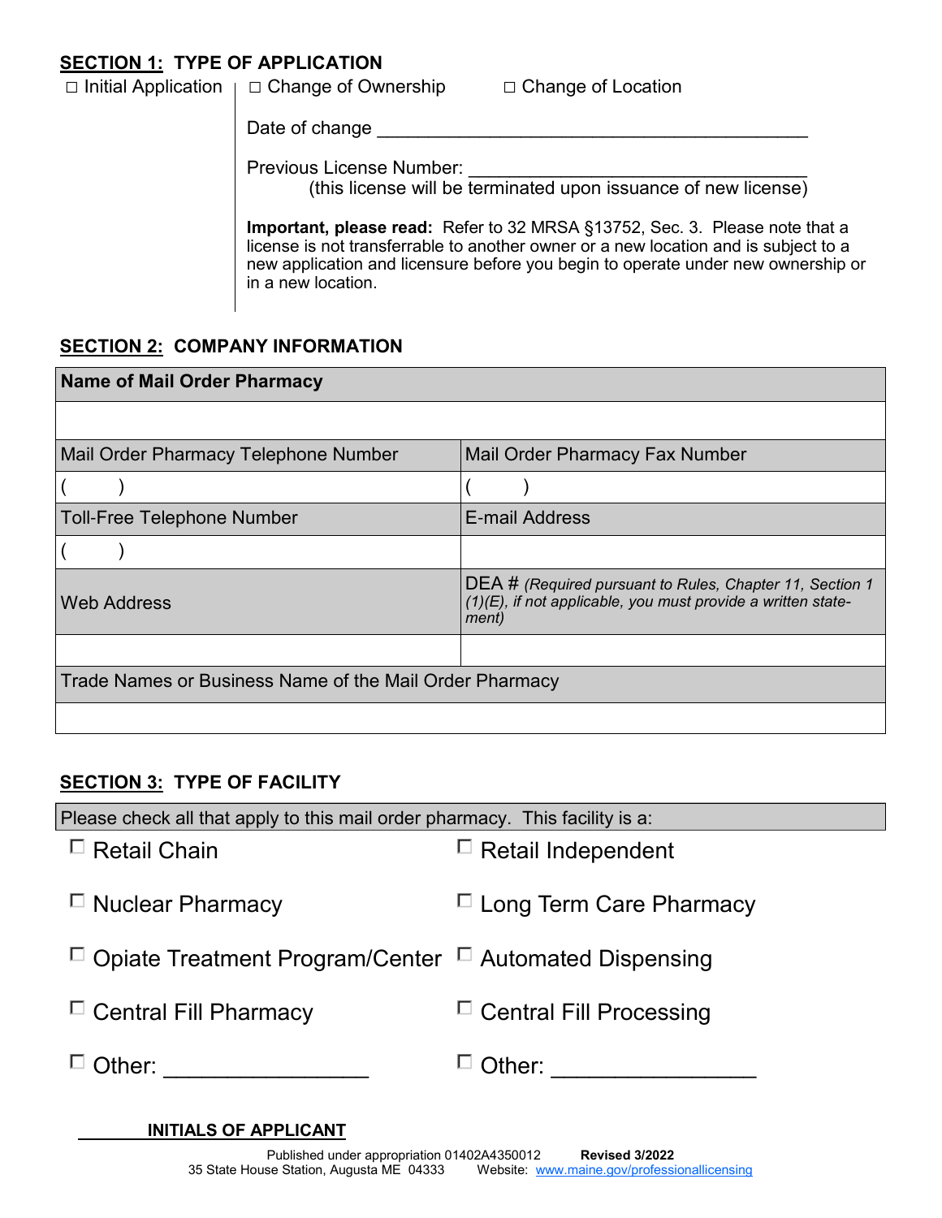## SECTION 1: TYPE OF APPLICATION

☐ Initial Application | ☐ Change of Ownership ☐ Change of Location

Date of change ____________________________________________

Previous License Number: ________________________________
(this license will be terminated upon issuance of new license)

**Important, please read:** Refer to 32 MRSA §13752, Sec. 3. Please note that a license is not transferrable to another owner or a new location and is subject to a new application and licensure before you begin to operate under new ownership or in a new location.

## SECTION 2: COMPANY INFORMATION

| **Name of Mail Order Pharmacy** | |
|---|---|
| | |
| Mail Order Pharmacy Telephone Number | Mail Order Pharmacy Fax Number |
| (     ) | (     ) |
| Toll-Free Telephone Number | E-mail Address |
| (     ) | |
| Web Address | DEA # *(Required pursuant to Rules, Chapter 11, Section 1 (1)(E), if not applicable, you must provide a written statement)* |
| | |
| Trade Names or Business Name of the Mail Order Pharmacy | |
| | |

## SECTION 3: TYPE OF FACILITY

Please check all that apply to this mail order pharmacy. This facility is a:

| | |
|---|---|
| ☐ Retail Chain | ☐ Retail Independent |
| ☐ Nuclear Pharmacy | ☐ Long Term Care Pharmacy |
| ☐ Opiate Treatment Program/Center | ☐ Automated Dispensing |
| ☐ Central Fill Pharmacy | ☐ Central Fill Processing |
| ☐ Other: ________________ | ☐ Other: ________________ |

_______ **INITIALS OF APPLICANT**

Published under appropriation 01402A4350012 **Revised 3/2022**
35 State House Station, Augusta ME 04333 Website: www.maine.gov/professionallicensing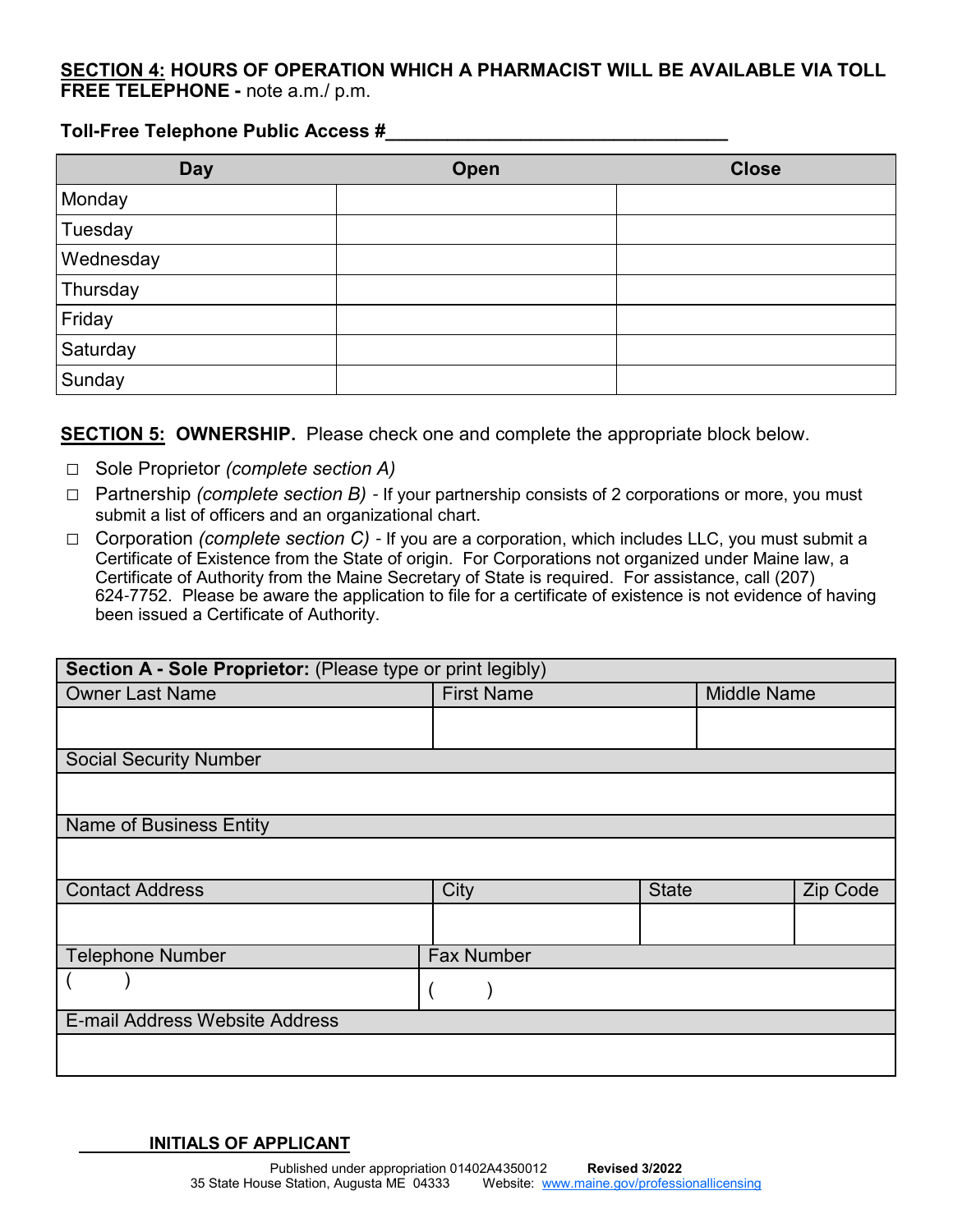**SECTION 4: HOURS OF OPERATION WHICH A PHARMACIST WILL BE AVAILABLE VIA TOLL FREE TELEPHONE -** note a.m./ p.m.

**Toll-Free Telephone Public Access #**________________________________

| Day | Open | Close |
|---|---|---|
| Monday | | |
| Tuesday | | |
| Wednesday | | |
| Thursday | | |
| Friday | | |
| Saturday | | |
| Sunday | | |

**SECTION 5: OWNERSHIP.** Please check one and complete the appropriate block below.

- ☐ Sole Proprietor *(complete section A)*
- ☐ Partnership *(complete section B)* - If your partnership consists of 2 corporations or more, you must submit a list of officers and an organizational chart.
- ☐ Corporation *(complete section C)* - If you are a corporation, which includes LLC, you must submit a Certificate of Existence from the State of origin. For Corporations not organized under Maine law, a Certificate of Authority from the Maine Secretary of State is required. For assistance, call (207) 624-7752. Please be aware the application to file for a certificate of existence is not evidence of having been issued a Certificate of Authority.

| **Section A - Sole Proprietor:** (Please type or print legibly) | | | |
|---|---|---|---|
| Owner Last Name | First Name | Middle Name | |
| | | | |
| Social Security Number | | | |
| | | | |
| Name of Business Entity | | | |
| | | | |
| Contact Address | City | State | Zip Code |
| | | | |
| Telephone Number | Fax Number | | |
| ( ) | ( ) | | |
| E-mail Address Website Address | | | |
| | | | |

_______ **INITIALS OF APPLICANT**

Published under appropriation 01402A4350012 **Revised 3/2022**
35 State House Station, Augusta ME 04333 Website: www.maine.gov/professionallicensing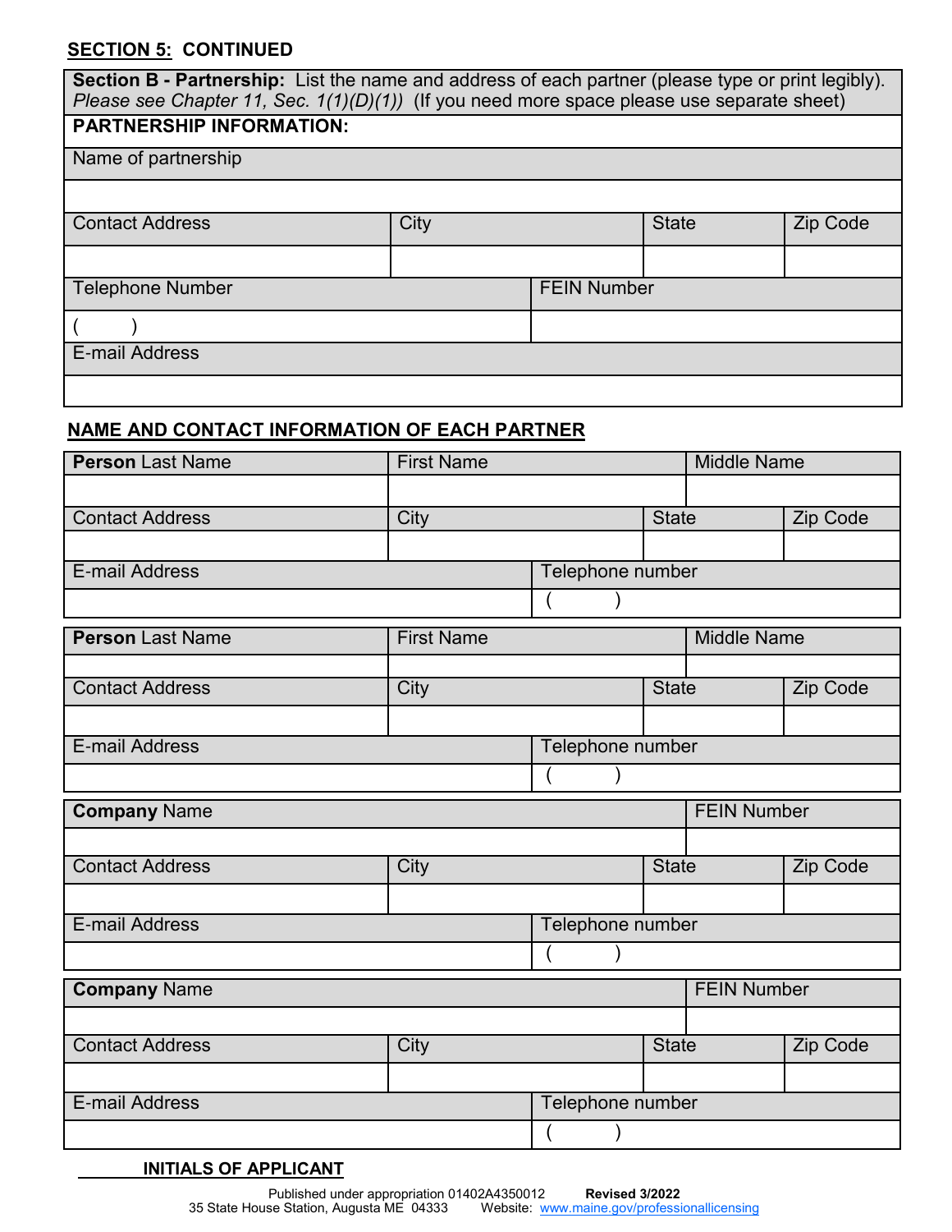**SECTION 5: CONTINUED**

| **Section B - Partnership:** List the name and address of each partner (please type or print legibly). *Please see Chapter 11, Sec. 1(1)(D)(1))* (If you need more space please use separate sheet) | | | |
|---|---|---|---|
| **PARTNERSHIP INFORMATION:** | | | |
| Name of partnership | | | |
| | | | |
| Contact Address | City | State | Zip Code |
| | | | |
| Telephone Number | | FEIN Number | |
| (   ) | | | |
| E-mail Address | | | |
| | | | |

**NAME AND CONTACT INFORMATION OF EACH PARTNER**

| **Person** Last Name | First Name | | Middle Name |
|---|---|---|---|
| | | | |
| Contact Address | City | State | Zip Code |
| | | | |
| E-mail Address | | Telephone number | |
| | | (   ) | |

| **Person** Last Name | First Name | | Middle Name |
|---|---|---|---|
| | | | |
| Contact Address | City | State | Zip Code |
| | | | |
| E-mail Address | | Telephone number | |
| | | (   ) | |

| **Company** Name | | | FEIN Number |
|---|---|---|---|
| | | | |
| Contact Address | City | State | Zip Code |
| | | | |
| E-mail Address | | Telephone number | |
| | | (   ) | |

| **Company** Name | | | FEIN Number |
|---|---|---|---|
| | | | |
| Contact Address | City | State | Zip Code |
| | | | |
| E-mail Address | | Telephone number | |
| | | (   ) | |

______ **INITIALS OF APPLICANT**

Published under appropriation 01402A4350012 **Revised 3/2022**
35 State House Station, Augusta ME 04333 Website: www.maine.gov/professionallicensing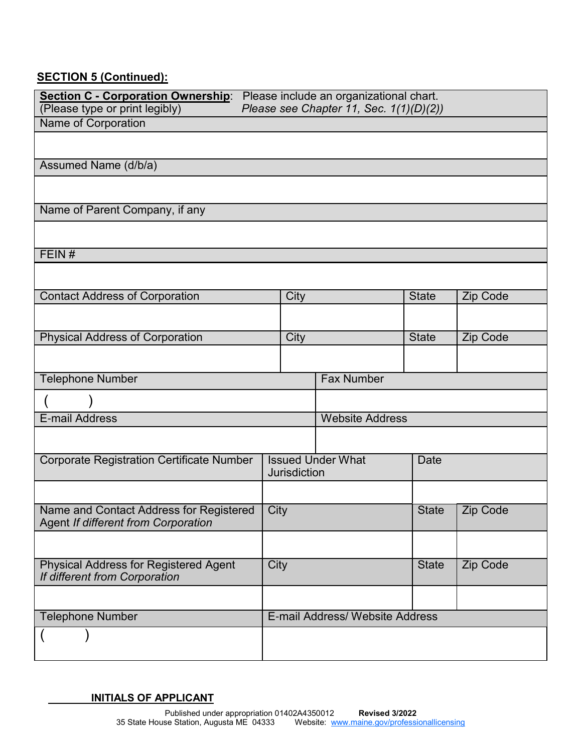**SECTION 5 (Continued):**

| **Section C - Corporation Ownership**: Please include an organizational chart. (Please type or print legibly) *Please see Chapter 11, Sec. 1(1)(D)(2))* | | | |
|---|---|---|---|
| Name of Corporation | | | |
| | | | |
| Assumed Name (d/b/a) | | | |
| | | | |
| Name of Parent Company, if any | | | |
| | | | |
| FEIN # | | | |
| | | | |
| Contact Address of Corporation | City | State | Zip Code |
| | | | |
| Physical Address of Corporation | City | State | Zip Code |
| | | | |
| Telephone Number | Fax Number | | |
| (     ) | | | |
| E-mail Address | Website Address | | |
| | | | |
| Corporate Registration Certificate Number | Issued Under What Jurisdiction | Date | |
| | | | |
| Name and Contact Address for Registered Agent *If different from Corporation* | City | State | Zip Code |
| | | | |
| Physical Address for Registered Agent *If different from Corporation* | City | State | Zip Code |
| | | | |
| Telephone Number | E-mail Address/ Website Address | | |
| (     ) | | | |

_______ **INITIALS OF APPLICANT**

Published under appropriation 01402A4350012 **Revised 3/2022**
35 State House Station, Augusta ME 04333 Website: www.maine.gov/professionallicensing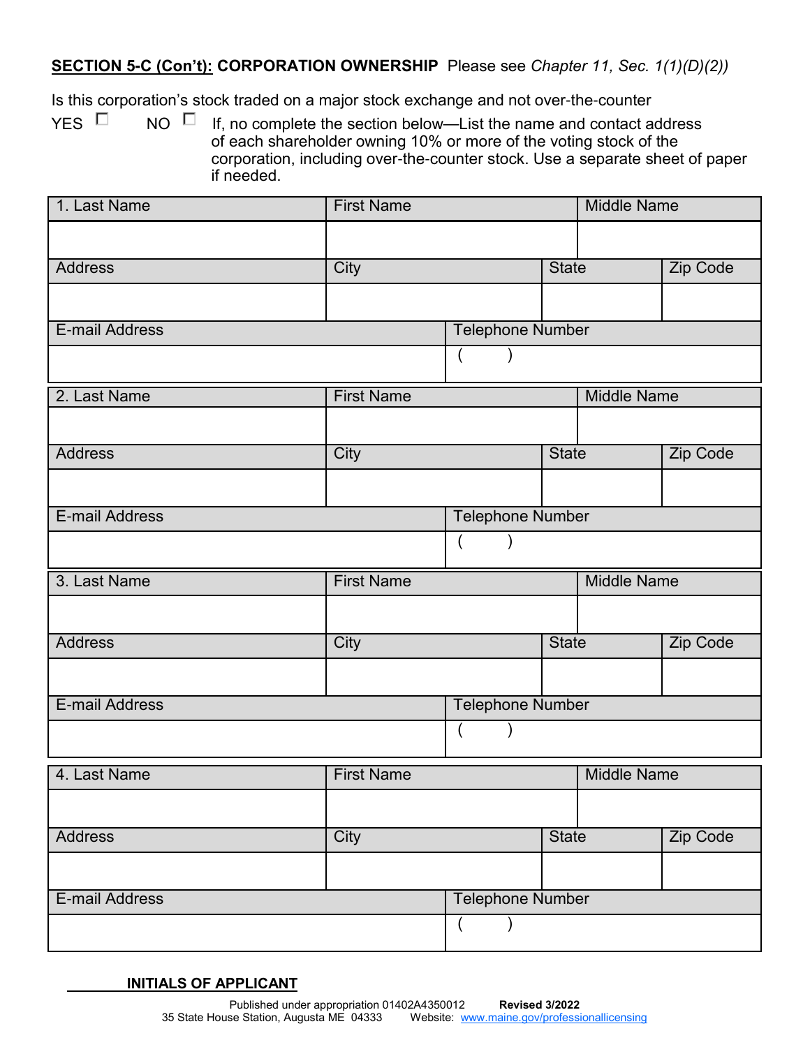**SECTION 5-C (Con't): CORPORATION OWNERSHIP** Please see *Chapter 11, Sec. 1(1)(D)(2))*

Is this corporation's stock traded on a major stock exchange and not over-the-counter

YES ☐ NO ☐ If, no complete the section below—List the name and contact address of each shareholder owning 10% or more of the voting stock of the corporation, including over-the-counter stock. Use a separate sheet of paper if needed.

| 1. Last Name | First Name | | Middle Name |
|---|---|---|---|
| | | | |
| **Address** | **City** | **State** | **Zip Code** |
| | | | |
| **E-mail Address** | **Telephone Number** | | |
| | ( ) | | |

| 2. Last Name | First Name | | Middle Name |
|---|---|---|---|
| | | | |
| **Address** | **City** | **State** | **Zip Code** |
| | | | |
| **E-mail Address** | **Telephone Number** | | |
| | ( ) | | |

| 3. Last Name | First Name | | Middle Name |
|---|---|---|---|
| | | | |
| **Address** | **City** | **State** | **Zip Code** |
| | | | |
| **E-mail Address** | **Telephone Number** | | |
| | ( ) | | |

| 4. Last Name | First Name | | Middle Name |
|---|---|---|---|
| | | | |
| **Address** | **City** | **State** | **Zip Code** |
| | | | |
| **E-mail Address** | **Telephone Number** | | |
| | ( ) | | |

_______ **INITIALS OF APPLICANT**

Published under appropriation 01402A4350012 **Revised 3/2022**
35 State House Station, Augusta ME 04333 Website: www.maine.gov/professionallicensing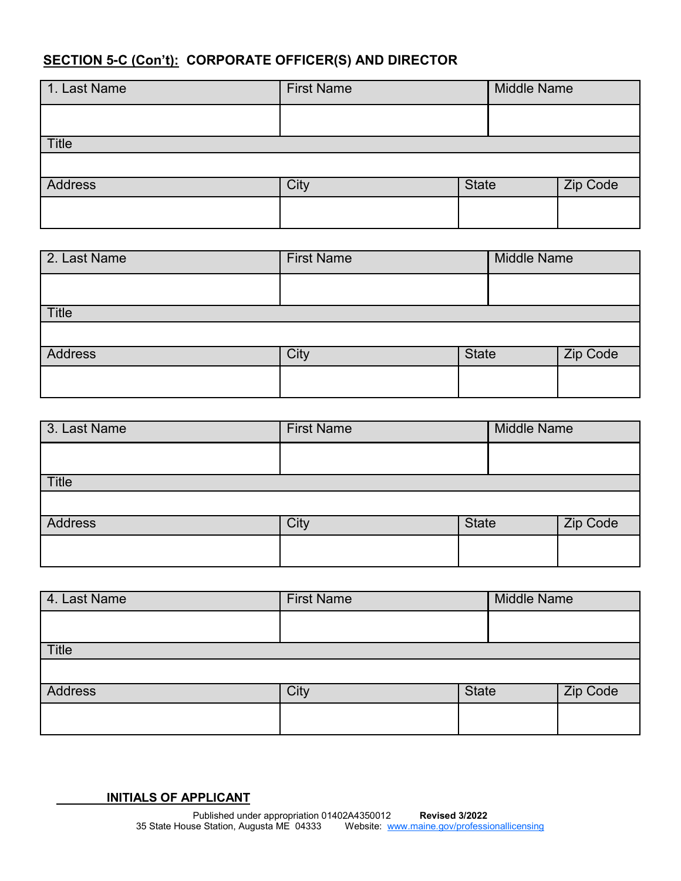**SECTION 5-C (Con't): CORPORATE OFFICER(S) AND DIRECTOR**

| 1. Last Name | First Name | Middle Name | |
|---|---|---|---|
| | | | |
| Title | | | |
| | | | |
| Address | City | State | Zip Code |
| | | | |

| 2. Last Name | First Name | Middle Name | |
|---|---|---|---|
| | | | |
| Title | | | |
| | | | |
| Address | City | State | Zip Code |
| | | | |

| 3. Last Name | First Name | Middle Name | |
|---|---|---|---|
| | | | |
| Title | | | |
| | | | |
| Address | City | State | Zip Code |
| | | | |

| 4. Last Name | First Name | Middle Name | |
|---|---|---|---|
| | | | |
| Title | | | |
| | | | |
| Address | City | State | Zip Code |
| | | | |

__________ **INITIALS OF APPLICANT**

Published under appropriation 01402A4350012 **Revised 3/2022**
35 State House Station, Augusta ME 04333 Website: [www.maine.gov/professionallicensing](http://www.maine.gov/professionallicensing)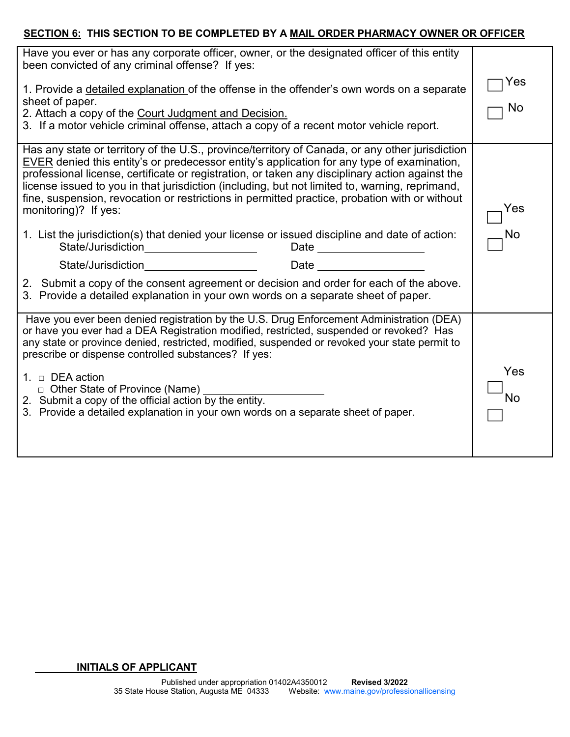**SECTION 6: THIS SECTION TO BE COMPLETED BY A MAIL ORDER PHARMACY OWNER OR OFFICER**

| | |
|---|---|
| Have you ever or has any corporate officer, owner, or the designated officer of this entity been convicted of any criminal offense? If yes:<br><br>1. Provide a detailed explanation of the offense in the offender's own words on a separate sheet of paper.<br>2. Attach a copy of the Court Judgment and Decision.<br>3. If a motor vehicle criminal offense, attach a copy of a recent motor vehicle report. | ☐ Yes<br><br>☐ No |
| Has any state or territory of the U.S., province/territory of Canada, or any other jurisdiction EVER denied this entity's or predecessor entity's application for any type of examination, professional license, certificate or registration, or taken any disciplinary action against the license issued to you in that jurisdiction (including, but not limited to, warning, reprimand, fine, suspension, revocation or restrictions in permitted practice, probation with or without monitoring)? If yes:<br><br>1. List the jurisdiction(s) that denied your license or issued discipline and date of action:<br>State/Jurisdiction\_\_\_\_\_\_\_\_\_\_\_\_\_\_\_\_\_\_ Date \_\_\_\_\_\_\_\_\_\_\_\_\_\_\_\_\_\_<br>State/Jurisdiction\_\_\_\_\_\_\_\_\_\_\_\_\_\_\_\_\_\_ Date \_\_\_\_\_\_\_\_\_\_\_\_\_\_\_\_\_\_<br><br>2. Submit a copy of the consent agreement or decision and order for each of the above.<br>3. Provide a detailed explanation in your own words on a separate sheet of paper. | ☐ Yes<br><br>☐ No |
| Have you ever been denied registration by the U.S. Drug Enforcement Administration (DEA) or have you ever had a DEA Registration modified, restricted, suspended or revoked? Has any state or province denied, restricted, modified, suspended or revoked your state permit to prescribe or dispense controlled substances? If yes:<br><br>1. □ DEA action<br>□ Other State of Province (Name) \_\_\_\_\_\_\_\_\_\_\_\_\_\_\_\_\_\_<br>2. Submit a copy of the official action by the entity.<br>3. Provide a detailed explanation in your own words on a separate sheet of paper. | ☐ Yes<br><br>☐ No |

\_\_\_\_\_\_\_\_ **INITIALS OF APPLICANT**

Published under appropriation 01402A4350012 **Revised 3/2022**
35 State House Station, Augusta ME 04333 Website: www.maine.gov/professionallicensing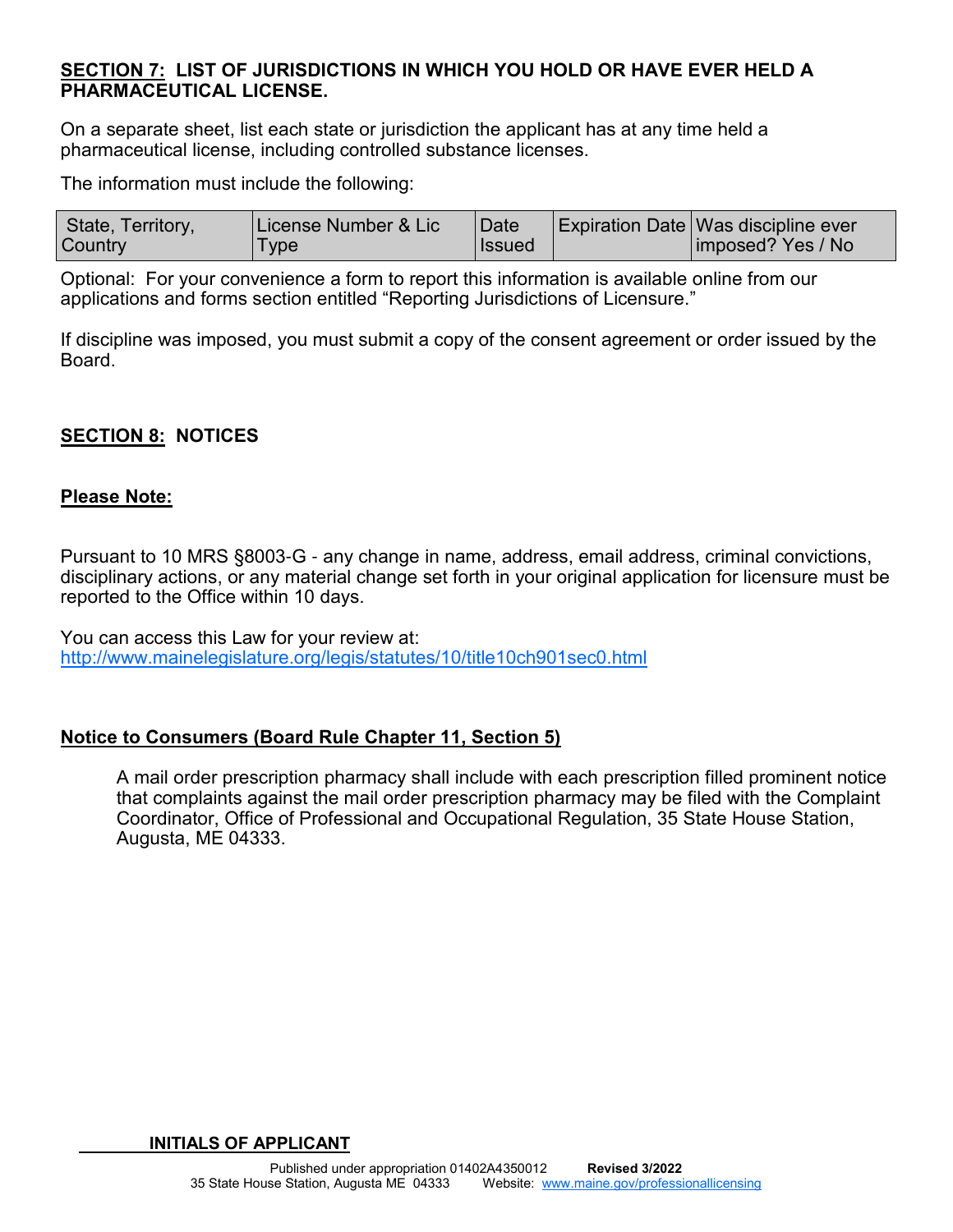## SECTION 7: LIST OF JURISDICTIONS IN WHICH YOU HOLD OR HAVE EVER HELD A PHARMACEUTICAL LICENSE.

On a separate sheet, list each state or jurisdiction the applicant has at any time held a pharmaceutical license, including controlled substance licenses.

The information must include the following:

| State, Territory, Country | License Number & Lic Type | Date Issued | Expiration Date | Was discipline ever imposed? Yes / No |
|---|---|---|---|---|

Optional: For your convenience a form to report this information is available online from our applications and forms section entitled "Reporting Jurisdictions of Licensure."

If discipline was imposed, you must submit a copy of the consent agreement or order issued by the Board.

## SECTION 8: NOTICES

**Please Note:**

Pursuant to 10 MRS §8003-G - any change in name, address, email address, criminal convictions, disciplinary actions, or any material change set forth in your original application for licensure must be reported to the Office within 10 days.

You can access this Law for your review at:
http://www.mainelegislature.org/legis/statutes/10/title10ch901sec0.html

**Notice to Consumers (Board Rule Chapter 11, Section 5)**

A mail order prescription pharmacy shall include with each prescription filled prominent notice that complaints against the mail order prescription pharmacy may be filed with the Complaint Coordinator, Office of Professional and Occupational Regulation, 35 State House Station, Augusta, ME 04333.

_______ **INITIALS OF APPLICANT**

Published under appropriation 01402A4350012 **Revised 3/2022**
35 State House Station, Augusta ME 04333 Website: www.maine.gov/professionallicensing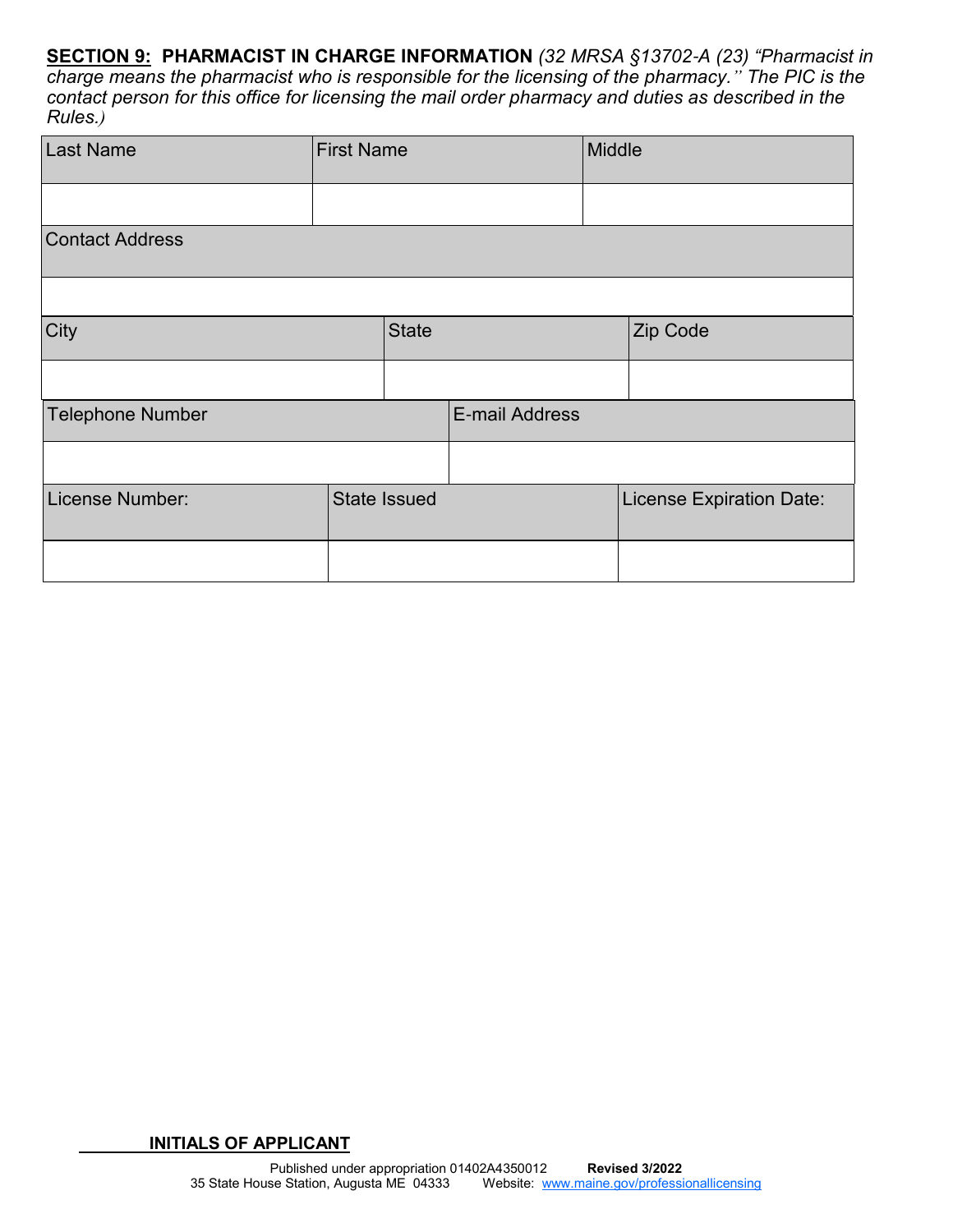**SECTION 9: PHARMACIST IN CHARGE INFORMATION** *(32 MRSA §13702-A (23) "Pharmacist in charge means the pharmacist who is responsible for the licensing of the pharmacy." The PIC is the contact person for this office for licensing the mail order pharmacy and duties as described in the Rules.)*

| Last Name | First Name | Middle |
|---|---|---|
| | | |

| Contact Address |
|---|
| |

| City | State | Zip Code |
|---|---|---|
| | | |

| Telephone Number | E-mail Address |
|---|---|
| | |

| License Number: | State Issued | License Expiration Date: |
|---|---|---|
| | | |

_______ **INITIALS OF APPLICANT**

Published under appropriation 01402A4350012 **Revised 3/2022**
35 State House Station, Augusta ME 04333 Website: www.maine.gov/professionallicensing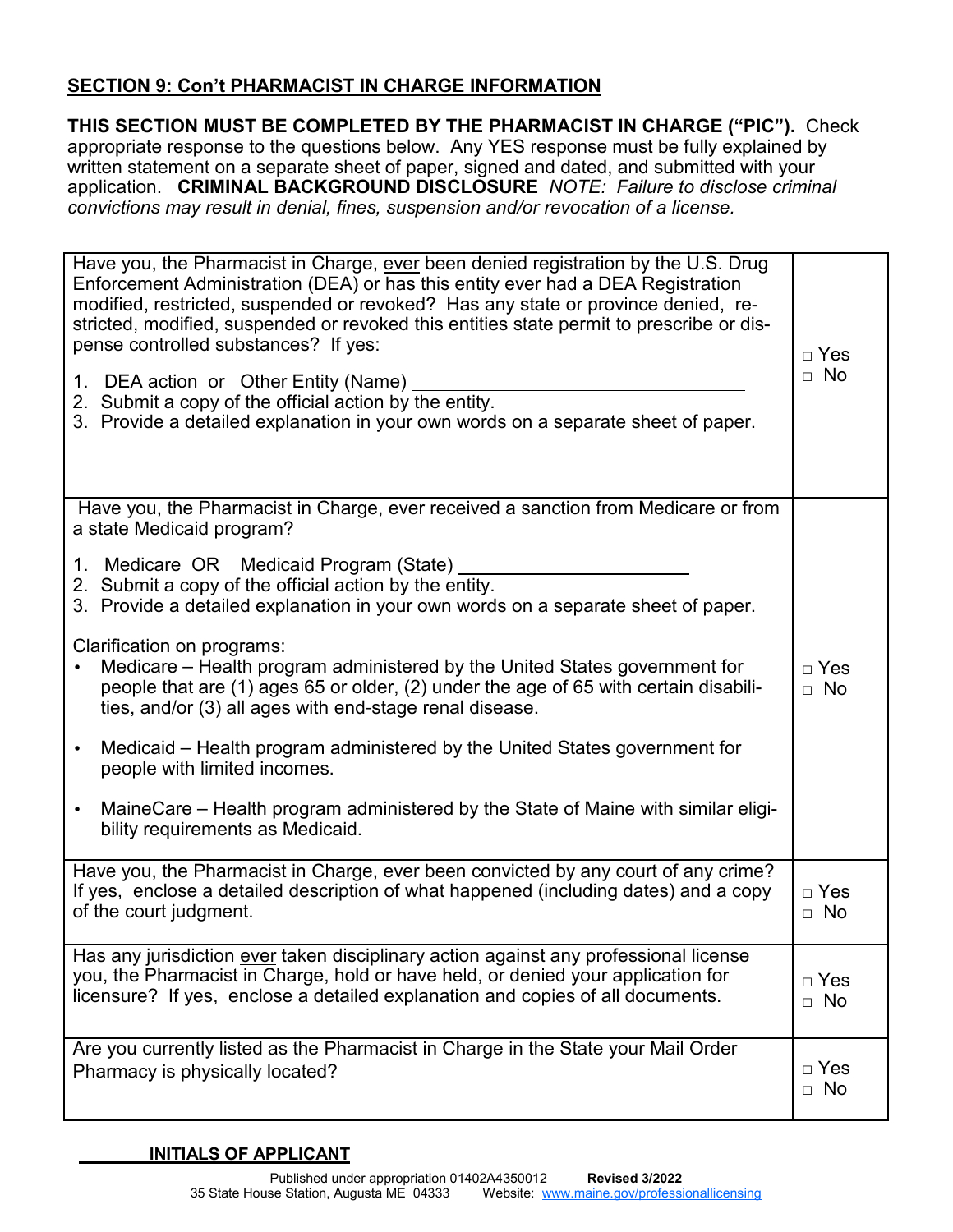## SECTION 9: Con't PHARMACIST IN CHARGE INFORMATION

**THIS SECTION MUST BE COMPLETED BY THE PHARMACIST IN CHARGE ("PIC").** Check appropriate response to the questions below. Any YES response must be fully explained by written statement on a separate sheet of paper, signed and dated, and submitted with your application. **CRIMINAL BACKGROUND DISCLOSURE** *NOTE: Failure to disclose criminal convictions may result in denial, fines, suspension and/or revocation of a license.*

| Question | Response |
| --- | --- |
| Have you, the Pharmacist in Charge, ever been denied registration by the U.S. Drug Enforcement Administration (DEA) or has this entity ever had a DEA Registration modified, restricted, suspended or revoked? Has any state or province denied, restricted, modified, suspended or revoked this entities state permit to prescribe or dispense controlled substances? If yes:<br>1. DEA action or Other Entity (Name) \_\_\_\_\_\_\_\_\_\_\_\_\_\_\_\_\_\_\_\_<br>2. Submit a copy of the official action by the entity.<br>3. Provide a detailed explanation in your own words on a separate sheet of paper. | □ Yes<br>□ No |
| Have you, the Pharmacist in Charge, ever received a sanction from Medicare or from a state Medicaid program?<br>1. Medicare OR Medicaid Program (State) \_\_\_\_\_\_\_\_\_\_\_\_\_\_\_\_\_\_\_\_<br>2. Submit a copy of the official action by the entity.<br>3. Provide a detailed explanation in your own words on a separate sheet of paper.<br><br>Clarification on programs:<br>• Medicare – Health program administered by the United States government for people that are (1) ages 65 or older, (2) under the age of 65 with certain disabilities, and/or (3) all ages with end-stage renal disease.<br>• Medicaid – Health program administered by the United States government for people with limited incomes.<br>• MaineCare – Health program administered by the State of Maine with similar eligibility requirements as Medicaid. | □ Yes<br>□ No |
| Have you, the Pharmacist in Charge, ever been convicted by any court of any crime? If yes, enclose a detailed description of what happened (including dates) and a copy of the court judgment. | □ Yes<br>□ No |
| Has any jurisdiction ever taken disciplinary action against any professional license you, the Pharmacist in Charge, hold or have held, or denied your application for licensure? If yes, enclose a detailed explanation and copies of all documents. | □ Yes<br>□ No |
| Are you currently listed as the Pharmacist in Charge in the State your Mail Order Pharmacy is physically located? | □ Yes<br>□ No |

\_\_\_\_\_\_\_\_ **INITIALS OF APPLICANT**

Published under appropriation 01402A4350012 **Revised 3/2022**
35 State House Station, Augusta ME 04333 Website: www.maine.gov/professionallicensing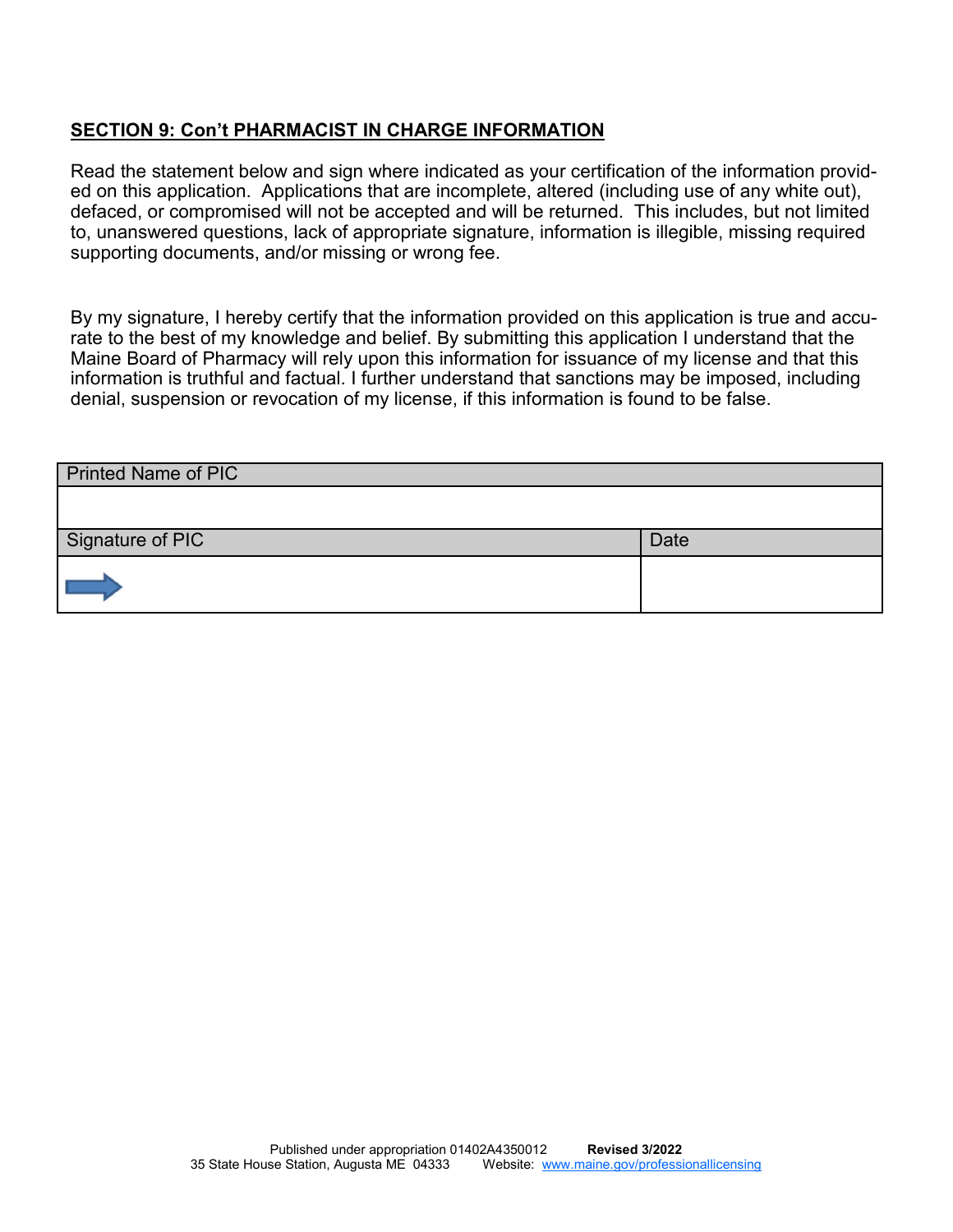**SECTION 9: Con't PHARMACIST IN CHARGE INFORMATION**

Read the statement below and sign where indicated as your certification of the information provided on this application. Applications that are incomplete, altered (including use of any white out), defaced, or compromised will not be accepted and will be returned. This includes, but not limited to, unanswered questions, lack of appropriate signature, information is illegible, missing required supporting documents, and/or missing or wrong fee.

By my signature, I hereby certify that the information provided on this application is true and accurate to the best of my knowledge and belief. By submitting this application I understand that the Maine Board of Pharmacy will rely upon this information for issuance of my license and that this information is truthful and factual. I further understand that sanctions may be imposed, including denial, suspension or revocation of my license, if this information is found to be false.

| Printed Name of PIC | |
| --- | --- |
| | |
| **Signature of PIC** | **Date** |
| | |

Published under appropriation 01402A4350012 **Revised 3/2022**
35 State House Station, Augusta ME 04333 Website: www.maine.gov/professionallicensing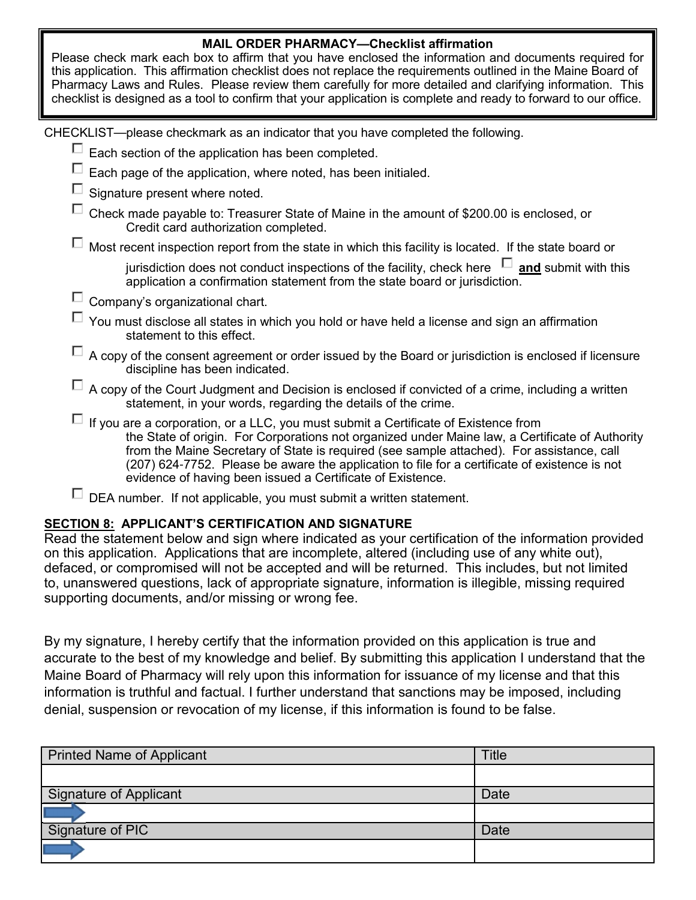**MAIL ORDER PHARMACY—Checklist affirmation**

Please check mark each box to affirm that you have enclosed the information and documents required for this application. This affirmation checklist does not replace the requirements outlined in the Maine Board of Pharmacy Laws and Rules. Please review them carefully for more detailed and clarifying information. This checklist is designed as a tool to confirm that your application is complete and ready to forward to our office.

CHECKLIST—please checkmark as an indicator that you have completed the following.

- ☐ Each section of the application has been completed.
- ☐ Each page of the application, where noted, has been initialed.
- ☐ Signature present where noted.
- ☐ Check made payable to: Treasurer State of Maine in the amount of $200.00 is enclosed, or Credit card authorization completed.
- ☐ Most recent inspection report from the state in which this facility is located. If the state board or jurisdiction does not conduct inspections of the facility, check here ☐ **and** submit with this application a confirmation statement from the state board or jurisdiction.
- ☐ Company's organizational chart.
- ☐ You must disclose all states in which you hold or have held a license and sign an affirmation statement to this effect.
- ☐ A copy of the consent agreement or order issued by the Board or jurisdiction is enclosed if licensure discipline has been indicated.
- ☐ A copy of the Court Judgment and Decision is enclosed if convicted of a crime, including a written statement, in your words, regarding the details of the crime.
- ☐ If you are a corporation, or a LLC, you must submit a Certificate of Existence from the State of origin. For Corporations not organized under Maine law, a Certificate of Authority from the Maine Secretary of State is required (see sample attached). For assistance, call (207) 624-7752. Please be aware the application to file for a certificate of existence is not evidence of having been issued a Certificate of Existence.
- ☐ DEA number. If not applicable, you must submit a written statement.

## SECTION 8: APPLICANT'S CERTIFICATION AND SIGNATURE

Read the statement below and sign where indicated as your certification of the information provided on this application. Applications that are incomplete, altered (including use of any white out), defaced, or compromised will not be accepted and will be returned. This includes, but not limited to, unanswered questions, lack of appropriate signature, information is illegible, missing required supporting documents, and/or missing or wrong fee.

By my signature, I hereby certify that the information provided on this application is true and accurate to the best of my knowledge and belief. By submitting this application I understand that the Maine Board of Pharmacy will rely upon this information for issuance of my license and that this information is truthful and factual. I further understand that sanctions may be imposed, including denial, suspension or revocation of my license, if this information is found to be false.

| Printed Name of Applicant | Title |
|---|---|
| | |
| Signature of Applicant | Date |
| | |
| Signature of PIC | Date |
| | |